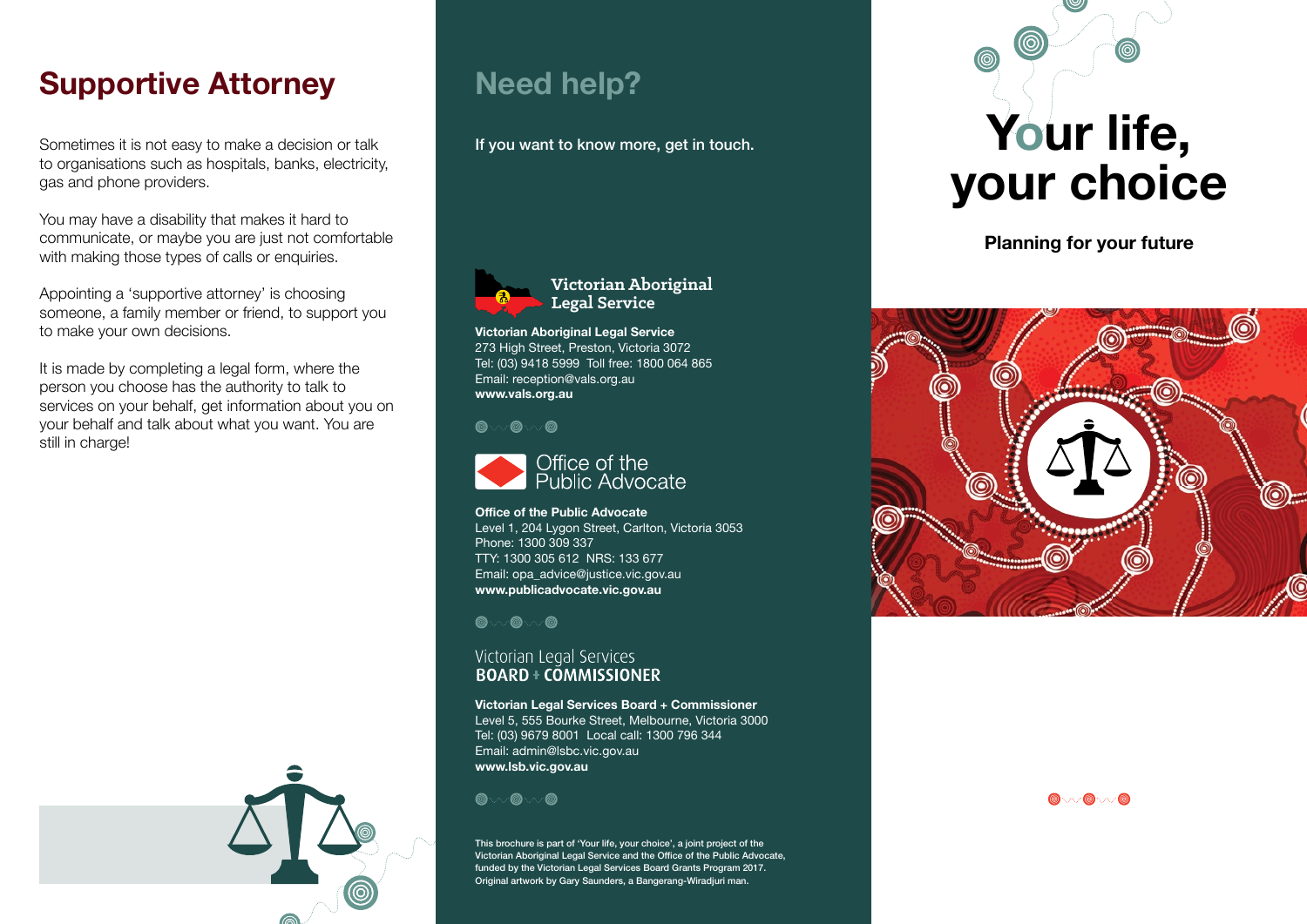## Supportive Attorney

Sometimes it is not easy to make a decision or talk to organisations such as hospitals, banks, electricity, gas and phone providers.

You may have a disability that makes it hard to communicate, or maybe you are just not comfortable with making those types of calls or enquiries.

Appointing a 'supportive attorney' is choosing someone, a family member or friend, to support you to make your own decisions.

It is made by completing a legal form, where the person you choose has the authority to talk to services on your behalf, get information about you on your behalf and talk about what you want. You are still in charge!

## Need help?

If you want to know more, get in touch.

Victorian Aboriginal Legal Service

**Victorian Aboriginal Legal Service**
273 High Street, Preston, Victoria 3072
Tel: (03) 9418 5999 Toll free: 1800 064 865
Email: reception@vals.org.au
**www.vals.org.au**

Office of the Public Advocate

**Office of the Public Advocate**
Level 1, 204 Lygon Street, Carlton, Victoria 3053
Phone: 1300 309 337
TTY: 1300 305 612 NRS: 133 677
Email: opa_advice@justice.vic.gov.au
**www.publicadvocate.vic.gov.au**

Victorian Legal Services BOARD + COMMISSIONER

**Victorian Legal Services Board + Commissioner**
Level 5, 555 Bourke Street, Melbourne, Victoria 3000
Tel: (03) 9679 8001 Local call: 1300 796 344
Email: admin@lsbc.vic.gov.au
**www.lsb.vic.gov.au**

This brochure is part of 'Your life, your choice', a joint project of the Victorian Aboriginal Legal Service and the Office of the Public Advocate, funded by the Victorian Legal Services Board Grants Program 2017. Original artwork by Gary Saunders, a Bangerang-Wiradjuri man.

# Your life, your choice

**Planning for your future**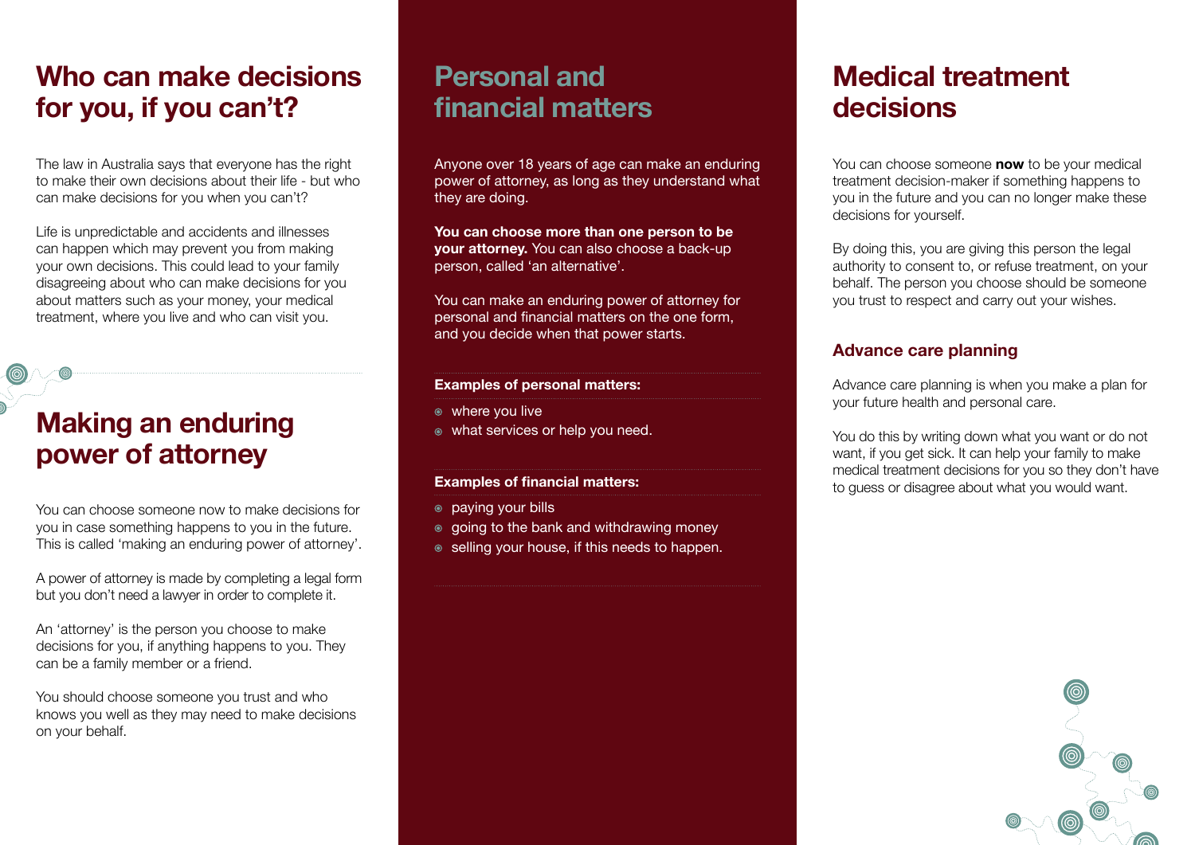## Who can make decisions for you, if you can't?

The law in Australia says that everyone has the right to make their own decisions about their life - but who can make decisions for you when you can't?

Life is unpredictable and accidents and illnesses can happen which may prevent you from making your own decisions. This could lead to your family disagreeing about who can make decisions for you about matters such as your money, your medical treatment, where you live and who can visit you.

## Making an enduring power of attorney

You can choose someone now to make decisions for you in case something happens to you in the future. This is called 'making an enduring power of attorney'.

A power of attorney is made by completing a legal form but you don't need a lawyer in order to complete it.

An 'attorney' is the person you choose to make decisions for you, if anything happens to you. They can be a family member or a friend.

You should choose someone you trust and who knows you well as they may need to make decisions on your behalf.

## Personal and financial matters

Anyone over 18 years of age can make an enduring power of attorney, as long as they understand what they are doing.

**You can choose more than one person to be your attorney.** You can also choose a back-up person, called 'an alternative'.

You can make an enduring power of attorney for personal and financial matters on the one form, and you decide when that power starts.

**Examples of personal matters:**

- where you live
- what services or help you need.

**Examples of financial matters:**

- paying your bills
- going to the bank and withdrawing money
- selling your house, if this needs to happen.

## Medical treatment decisions

You can choose someone **now** to be your medical treatment decision-maker if something happens to you in the future and you can no longer make these decisions for yourself.

By doing this, you are giving this person the legal authority to consent to, or refuse treatment, on your behalf. The person you choose should be someone you trust to respect and carry out your wishes.

### Advance care planning

Advance care planning is when you make a plan for your future health and personal care.

You do this by writing down what you want or do not want, if you get sick. It can help your family to make medical treatment decisions for you so they don't have to guess or disagree about what you would want.